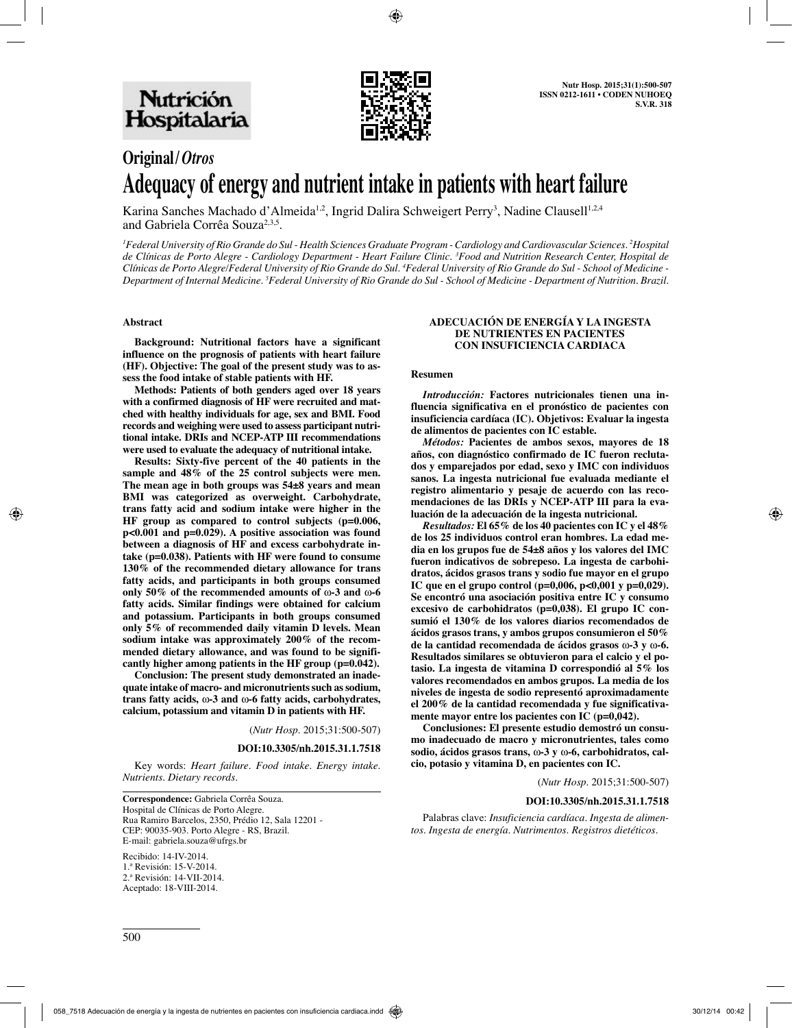**Original / *Otros***

# Adequacy of energy and nutrient intake in patients with heart failure

Karina Sanches Machado d'Almeida[1,2], Ingrid Dalira Schweigert Perry[3], Nadine Clausell[1,2,4] and Gabriela Corrêa Souza[2,3,5].

*[1]Federal University of Rio Grande do Sul - Health Sciences Graduate Program - Cardiology and Cardiovascular Sciences. [2]Hospital de Clínicas de Porto Alegre - Cardiology Department - Heart Failure Clinic. [3]Food and Nutrition Research Center, Hospital de Clínicas de Porto Alegre/Federal University of Rio Grande do Sul. [4]Federal University of Rio Grande do Sul - School of Medicine - Department of Internal Medicine. [5]Federal University of Rio Grande do Sul - School of Medicine - Department of Nutrition. Brazil.*

## Abstract

**Background: Nutritional factors have a significant influence on the prognosis of patients with heart failure (HF). Objective: The goal of the present study was to assess the food intake of stable patients with HF.**

**Methods: Patients of both genders aged over 18 years with a confirmed diagnosis of HF were recruited and matched with healthy individuals for age, sex and BMI. Food records and weighing were used to assess participant nutritional intake. DRIs and NCEP-ATP III recommendations were used to evaluate the adequacy of nutritional intake.**

**Results: Sixty-five percent of the 40 patients in the sample and 48% of the 25 control subjects were men. The mean age in both groups was 54±8 years and mean BMI was categorized as overweight. Carbohydrate, trans fatty acid and sodium intake were higher in the HF group as compared to control subjects (p=0.006, p<0.001 and p=0.029). A positive association was found between a diagnosis of HF and excess carbohydrate intake (p=0.038). Patients with HF were found to consume 130% of the recommended dietary allowance for trans fatty acids, and participants in both groups consumed only 50% of the recommended amounts of ω-3 and ω-6 fatty acids. Similar findings were obtained for calcium and potassium. Participants in both groups consumed only 5% of recommended daily vitamin D levels. Mean sodium intake was approximately 200% of the recommended dietary allowance, and was found to be significantly higher among patients in the HF group (p=0.042).**

**Conclusion: The present study demonstrated an inadequate intake of macro- and micronutrients such as sodium, trans fatty acids, ω-3 and ω-6 fatty acids, carbohydrates, calcium, potassium and vitamin D in patients with HF.**

(*Nutr Hosp.* 2015;31:500-507)

**DOI:10.3305/nh.2015.31.1.7518**

Key words: *Heart failure. Food intake. Energy intake. Nutrients. Dietary records.*

**Correspondence:** Gabriela Corrêa Souza.
Hospital de Clínicas de Porto Alegre.
Rua Ramiro Barcelos, 2350, Prédio 12, Sala 12201 - CEP: 90035-903. Porto Alegre - RS, Brazil.
E-mail: gabriela.souza@ufrgs.br

Recibido: 14-IV-2014.
1.ª Revisión: 15-V-2014.
2.ª Revisión: 14-VII-2014.
Aceptado: 18-VIII-2014.

## ADECUACIÓN DE ENERGÍA Y LA INGESTA DE NUTRIENTES EN PACIENTES CON INSUFICIENCIA CARDIACA

### Resumen

***Introducción:*** **Factores nutricionales tienen una influencia significativa en el pronóstico de pacientes con insuficiencia cardíaca (IC). Objetivos: Evaluar la ingesta de alimentos de pacientes con IC estable.**

***Métodos:*** **Pacientes de ambos sexos, mayores de 18 años, con diagnóstico confirmado de IC fueron reclutados y emparejados por edad, sexo y IMC con individuos sanos. La ingesta nutricional fue evaluada mediante el registro alimentario y pesaje de acuerdo con las recomendaciones de las DRIs y NCEP-ATP III para la evaluación de la adecuación de la ingesta nutricional.**

***Resultados:*** **El 65% de los 40 pacientes con IC y el 48% de los 25 individuos control eran hombres. La edad media en los grupos fue de 54±8 años y los valores del IMC fueron indicativos de sobrepeso. La ingesta de carbohidratos, ácidos grasos trans y sodio fue mayor en el grupo IC que en el grupo control (p=0,006, p<0,001 y p=0,029). Se encontró una asociación positiva entre IC y consumo excesivo de carbohidratos (p=0,038). El grupo IC consumió el 130% de los valores diarios recomendados de ácidos grasos trans, y ambos grupos consumieron el 50% de la cantidad recomendada de ácidos grasos ω-3 y ω-6. Resultados similares se obtuvieron para el calcio y el potasio. La ingesta de vitamina D correspondió al 5% los valores recomendados en ambos grupos. La media de los niveles de ingesta de sodio representó aproximadamente el 200% de la cantidad recomendada y fue significativamente mayor entre los pacientes con IC (p=0,042).**

**Conclusiones: El presente estudio demostró un consumo inadecuado de macro y micronutrientes, tales como sodio, ácidos grasos trans, ω-3 y ω-6, carbohidratos, calcio, potasio y vitamina D, en pacientes con IC.**

(*Nutr Hosp.* 2015;31:500-507)

**DOI:10.3305/nh.2015.31.1.7518**

Palabras clave: *Insuficiencia cardíaca. Ingesta de alimentos. Ingesta de energía. Nutrimentos. Registros dietéticos.*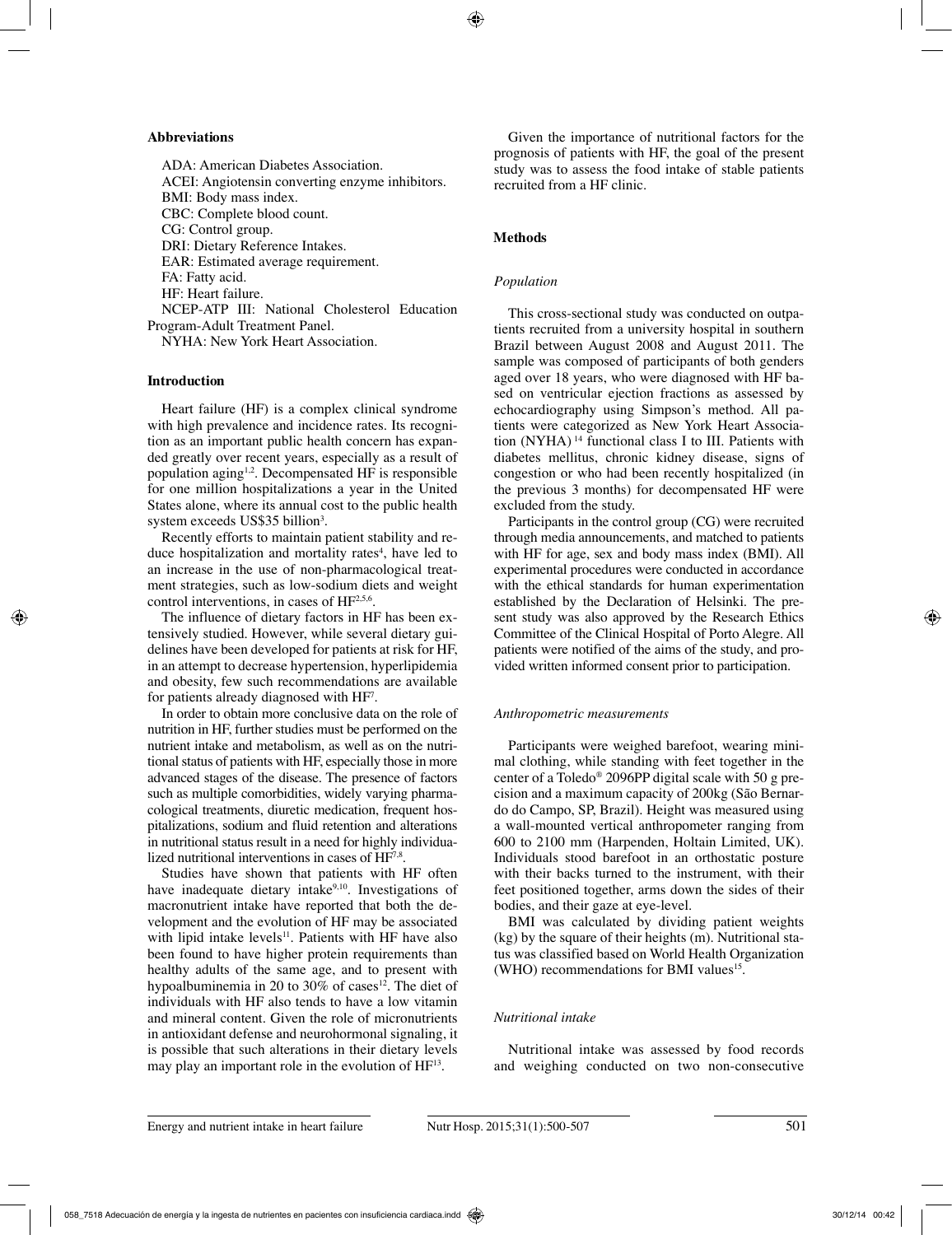### Abbreviations

ADA: American Diabetes Association.
ACEI: Angiotensin converting enzyme inhibitors.
BMI: Body mass index.
CBC: Complete blood count.
CG: Control group.
DRI: Dietary Reference Intakes.
EAR: Estimated average requirement.
FA: Fatty acid.
HF: Heart failure.
NCEP-ATP III: National Cholesterol Education Program-Adult Treatment Panel.
NYHA: New York Heart Association.

### Introduction

Heart failure (HF) is a complex clinical syndrome with high prevalence and incidence rates. Its recognition as an important public health concern has expanded greatly over recent years, especially as a result of population aging[1,2]. Decompensated HF is responsible for one million hospitalizations a year in the United States alone, where its annual cost to the public health system exceeds US$35 billion[3].

Recently efforts to maintain patient stability and reduce hospitalization and mortality rates[4], have led to an increase in the use of non-pharmacological treatment strategies, such as low-sodium diets and weight control interventions, in cases of HF[2,5,6].

The influence of dietary factors in HF has been extensively studied. However, while several dietary guidelines have been developed for patients at risk for HF, in an attempt to decrease hypertension, hyperlipidemia and obesity, few such recommendations are available for patients already diagnosed with HF[7].

In order to obtain more conclusive data on the role of nutrition in HF, further studies must be performed on the nutrient intake and metabolism, as well as on the nutritional status of patients with HF, especially those in more advanced stages of the disease. The presence of factors such as multiple comorbidities, widely varying pharmacological treatments, diuretic medication, frequent hospitalizations, sodium and fluid retention and alterations in nutritional status result in a need for highly individualized nutritional interventions in cases of HF[7,8].

Studies have shown that patients with HF often have inadequate dietary intake[9,10]. Investigations of macronutrient intake have reported that both the development and the evolution of HF may be associated with lipid intake levels[11]. Patients with HF have also been found to have higher protein requirements than healthy adults of the same age, and to present with hypoalbuminemia in 20 to 30% of cases[12]. The diet of individuals with HF also tends to have a low vitamin and mineral content. Given the role of micronutrients in antioxidant defense and neurohormonal signaling, it is possible that such alterations in their dietary levels may play an important role in the evolution of HF[13].

Given the importance of nutritional factors for the prognosis of patients with HF, the goal of the present study was to assess the food intake of stable patients recruited from a HF clinic.

### Methods

#### *Population*

This cross-sectional study was conducted on outpatients recruited from a university hospital in southern Brazil between August 2008 and August 2011. The sample was composed of participants of both genders aged over 18 years, who were diagnosed with HF based on ventricular ejection fractions as assessed by echocardiography using Simpson's method. All patients were categorized as New York Heart Association (NYHA)[14] functional class I to III. Patients with diabetes mellitus, chronic kidney disease, signs of congestion or who had been recently hospitalized (in the previous 3 months) for decompensated HF were excluded from the study.

Participants in the control group (CG) were recruited through media announcements, and matched to patients with HF for age, sex and body mass index (BMI). All experimental procedures were conducted in accordance with the ethical standards for human experimentation established by the Declaration of Helsinki. The present study was also approved by the Research Ethics Committee of the Clinical Hospital of Porto Alegre. All patients were notified of the aims of the study, and provided written informed consent prior to participation.

#### *Anthropometric measurements*

Participants were weighed barefoot, wearing minimal clothing, while standing with feet together in the center of a Toledo® 2096PP digital scale with 50 g precision and a maximum capacity of 200kg (São Bernardo do Campo, SP, Brazil). Height was measured using a wall-mounted vertical anthropometer ranging from 600 to 2100 mm (Harpenden, Holtain Limited, UK). Individuals stood barefoot in an orthostatic posture with their backs turned to the instrument, with their feet positioned together, arms down the sides of their bodies, and their gaze at eye-level.

BMI was calculated by dividing patient weights (kg) by the square of their heights (m). Nutritional status was classified based on World Health Organization (WHO) recommendations for BMI values[15].

#### *Nutritional intake*

Nutritional intake was assessed by food records and weighing conducted on two non-consecutive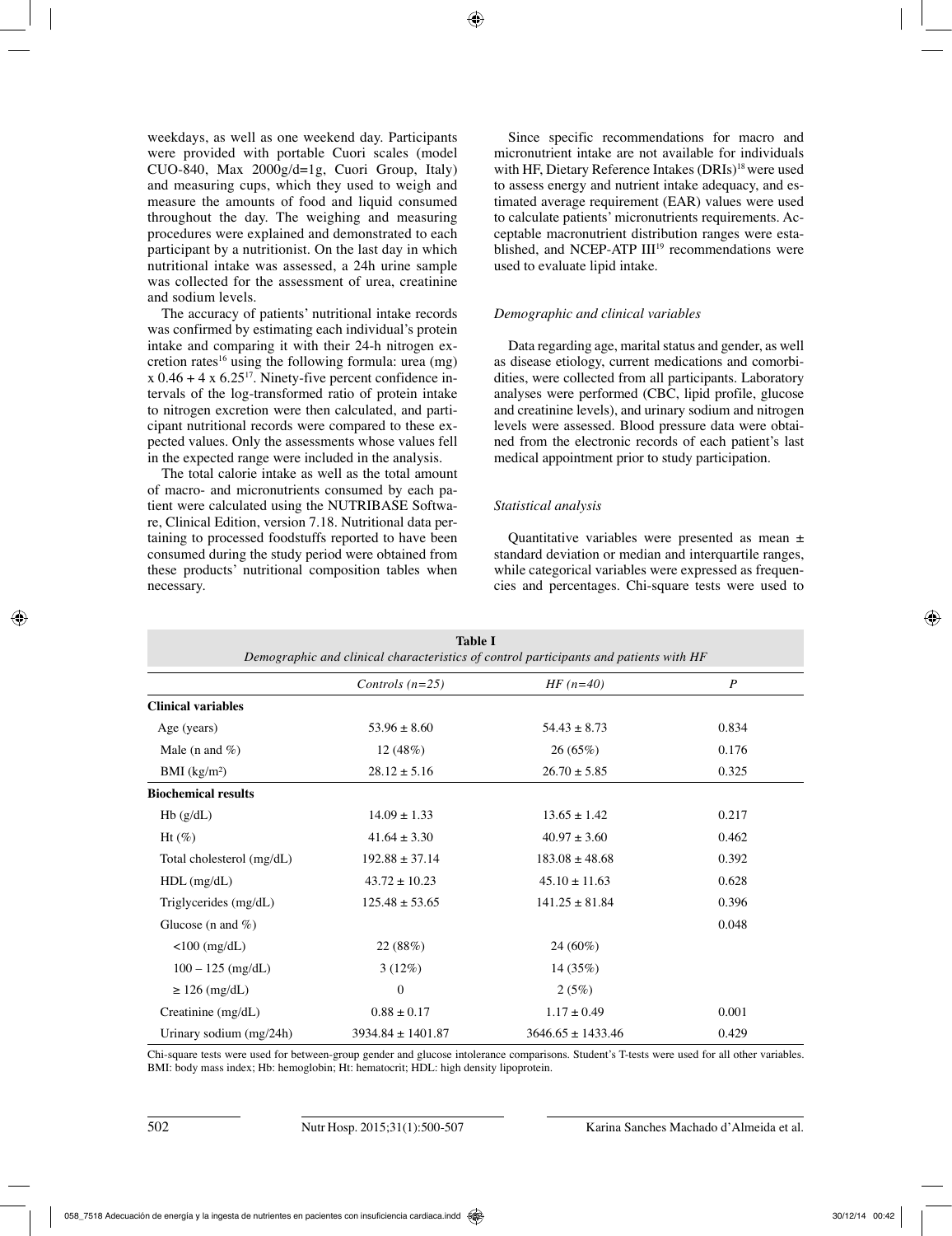weekdays, as well as one weekend day. Participants were provided with portable Cuori scales (model CUO-840, Max 2000g/d=1g, Cuori Group, Italy) and measuring cups, which they used to weigh and measure the amounts of food and liquid consumed throughout the day. The weighing and measuring procedures were explained and demonstrated to each participant by a nutritionist. On the last day in which nutritional intake was assessed, a 24h urine sample was collected for the assessment of urea, creatinine and sodium levels.

The accuracy of patients' nutritional intake records was confirmed by estimating each individual's protein intake and comparing it with their 24-h nitrogen excretion rates[16] using the following formula: urea (mg) x 0.46 + 4 x 6.25[17]. Ninety-five percent confidence intervals of the log-transformed ratio of protein intake to nitrogen excretion were then calculated, and participant nutritional records were compared to these expected values. Only the assessments whose values fell in the expected range were included in the analysis.

The total calorie intake as well as the total amount of macro- and micronutrients consumed by each patient were calculated using the NUTRIBASE Software, Clinical Edition, version 7.18. Nutritional data pertaining to processed foodstuffs reported to have been consumed during the study period were obtained from these products' nutritional composition tables when necessary.

Since specific recommendations for macro and micronutrient intake are not available for individuals with HF, Dietary Reference Intakes (DRIs)[18] were used to assess energy and nutrient intake adequacy, and estimated average requirement (EAR) values were used to calculate patients' micronutrients requirements. Acceptable macronutrient distribution ranges were established, and NCEP-ATP III[19] recommendations were used to evaluate lipid intake.

### *Demographic and clinical variables*

Data regarding age, marital status and gender, as well as disease etiology, current medications and comorbidities, were collected from all participants. Laboratory analyses were performed (CBC, lipid profile, glucose and creatinine levels), and urinary sodium and nitrogen levels were assessed. Blood pressure data were obtained from the electronic records of each patient's last medical appointment prior to study participation.

### *Statistical analysis*

Quantitative variables were presented as mean ± standard deviation or median and interquartile ranges, while categorical variables were expressed as frequencies and percentages. Chi-square tests were used to

**Table I**
*Demographic and clinical characteristics of control participants and patients with HF*

| | *Controls (n=25)* | *HF (n=40)* | *P* |
|---|---|---|---|
| **Clinical variables** | | | |
| Age (years) | 53.96 ± 8.60 | 54.43 ± 8.73 | 0.834 |
| Male (n and %) | 12 (48%) | 26 (65%) | 0.176 |
| BMI (kg/m²) | 28.12 ± 5.16 | 26.70 ± 5.85 | 0.325 |
| **Biochemical results** | | | |
| Hb (g/dL) | 14.09 ± 1.33 | 13.65 ± 1.42 | 0.217 |
| Ht (%) | 41.64 ± 3.30 | 40.97 ± 3.60 | 0.462 |
| Total cholesterol (mg/dL) | 192.88 ± 37.14 | 183.08 ± 48.68 | 0.392 |
| HDL (mg/dL) | 43.72 ± 10.23 | 45.10 ± 11.63 | 0.628 |
| Triglycerides (mg/dL) | 125.48 ± 53.65 | 141.25 ± 81.84 | 0.396 |
| Glucose (n and %) | | | 0.048 |
| <100 (mg/dL) | 22 (88%) | 24 (60%) | |
| 100 – 125 (mg/dL) | 3 (12%) | 14 (35%) | |
| ≥ 126 (mg/dL) | 0 | 2 (5%) | |
| Creatinine (mg/dL) | 0.88 ± 0.17 | 1.17 ± 0.49 | 0.001 |
| Urinary sodium (mg/24h) | 3934.84 ± 1401.87 | 3646.65 ± 1433.46 | 0.429 |

Chi-square tests were used for between-group gender and glucose intolerance comparisons. Student's T-tests were used for all other variables. BMI: body mass index; Hb: hemoglobin; Ht: hematocrit; HDL: high density lipoprotein.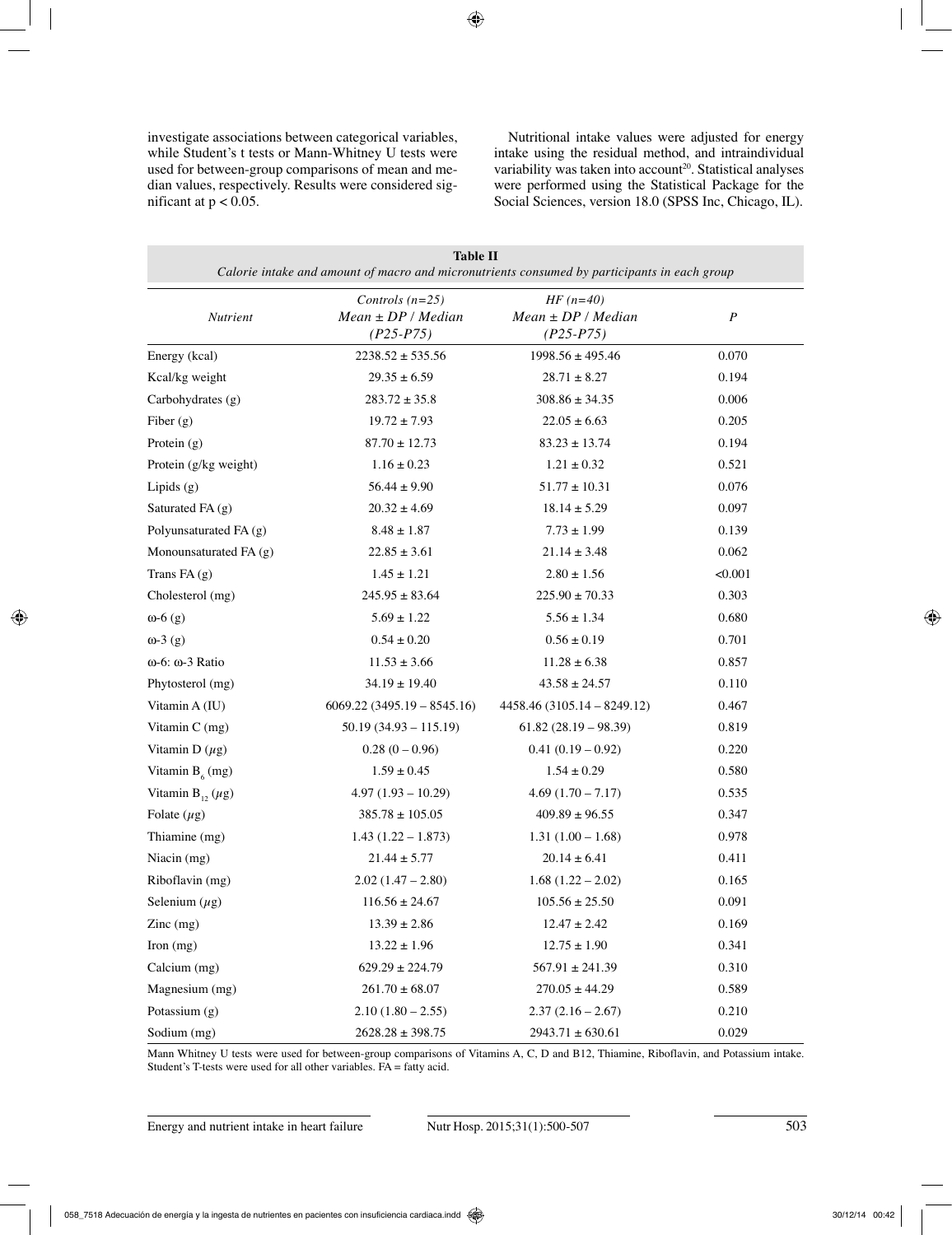investigate associations between categorical variables, while Student's t tests or Mann-Whitney U tests were used for between-group comparisons of mean and median values, respectively. Results were considered significant at $p < 0.05$.

Nutritional intake values were adjusted for energy intake using the residual method, and intraindividual variability was taken into account[20]. Statistical analyses were performed using the Statistical Package for the Social Sciences, version 18.0 (SPSS Inc, Chicago, IL).

**Table II**
*Calorie intake and amount of macro and micronutrients consumed by participants in each group*

| *Nutrient* | *Controls (n=25)* *Mean ± DP / Median (P25-P75)* | *HF (n=40)* *Mean ± DP / Median (P25-P75)* | *P* |
|---|---|---|---|
| Energy (kcal) | 2238.52 ± 535.56 | 1998.56 ± 495.46 | 0.070 |
| Kcal/kg weight | 29.35 ± 6.59 | 28.71 ± 8.27 | 0.194 |
| Carbohydrates (g) | 283.72 ± 35.8 | 308.86 ± 34.35 | 0.006 |
| Fiber (g) | 19.72 ± 7.93 | 22.05 ± 6.63 | 0.205 |
| Protein (g) | 87.70 ± 12.73 | 83.23 ± 13.74 | 0.194 |
| Protein (g/kg weight) | 1.16 ± 0.23 | 1.21 ± 0.32 | 0.521 |
| Lipids (g) | 56.44 ± 9.90 | 51.77 ± 10.31 | 0.076 |
| Saturated FA (g) | 20.32 ± 4.69 | 18.14 ± 5.29 | 0.097 |
| Polyunsaturated FA (g) | 8.48 ± 1.87 | 7.73 ± 1.99 | 0.139 |
| Monounsaturated FA (g) | 22.85 ± 3.61 | 21.14 ± 3.48 | 0.062 |
| Trans FA (g) | 1.45 ± 1.21 | 2.80 ± 1.56 | <0.001 |
| Cholesterol (mg) | 245.95 ± 83.64 | 225.90 ± 70.33 | 0.303 |
| ω-6 (g) | 5.69 ± 1.22 | 5.56 ± 1.34 | 0.680 |
| ω-3 (g) | 0.54 ± 0.20 | 0.56 ± 0.19 | 0.701 |
| ω-6: ω-3 Ratio | 11.53 ± 3.66 | 11.28 ± 6.38 | 0.857 |
| Phytosterol (mg) | 34.19 ± 19.40 | 43.58 ± 24.57 | 0.110 |
| Vitamin A (IU) | 6069.22 (3495.19 – 8545.16) | 4458.46 (3105.14 – 8249.12) | 0.467 |
| Vitamin C (mg) | 50.19 (34.93 – 115.19) | 61.82 (28.19 – 98.39) | 0.819 |
| Vitamin D (μg) | 0.28 (0 – 0.96) | 0.41 (0.19 – 0.92) | 0.220 |
| Vitamin $B_6$ (mg) | 1.59 ± 0.45 | 1.54 ± 0.29 | 0.580 |
| Vitamin $B_{12}$ (μg) | 4.97 (1.93 – 10.29) | 4.69 (1.70 – 7.17) | 0.535 |
| Folate (μg) | 385.78 ± 105.05 | 409.89 ± 96.55 | 0.347 |
| Thiamine (mg) | 1.43 (1.22 – 1.873) | 1.31 (1.00 – 1.68) | 0.978 |
| Niacin (mg) | 21.44 ± 5.77 | 20.14 ± 6.41 | 0.411 |
| Riboflavin (mg) | 2.02 (1.47 – 2.80) | 1.68 (1.22 – 2.02) | 0.165 |
| Selenium (μg) | 116.56 ± 24.67 | 105.56 ± 25.50 | 0.091 |
| Zinc (mg) | 13.39 ± 2.86 | 12.47 ± 2.42 | 0.169 |
| Iron (mg) | 13.22 ± 1.96 | 12.75 ± 1.90 | 0.341 |
| Calcium (mg) | 629.29 ± 224.79 | 567.91 ± 241.39 | 0.310 |
| Magnesium (mg) | 261.70 ± 68.07 | 270.05 ± 44.29 | 0.589 |
| Potassium (g) | 2.10 (1.80 – 2.55) | 2.37 (2.16 – 2.67) | 0.210 |
| Sodium (mg) | 2628.28 ± 398.75 | 2943.71 ± 630.61 | 0.029 |

Mann Whitney U tests were used for between-group comparisons of Vitamins A, C, D and B12, Thiamine, Riboflavin, and Potassium intake. Student's T-tests were used for all other variables. FA = fatty acid.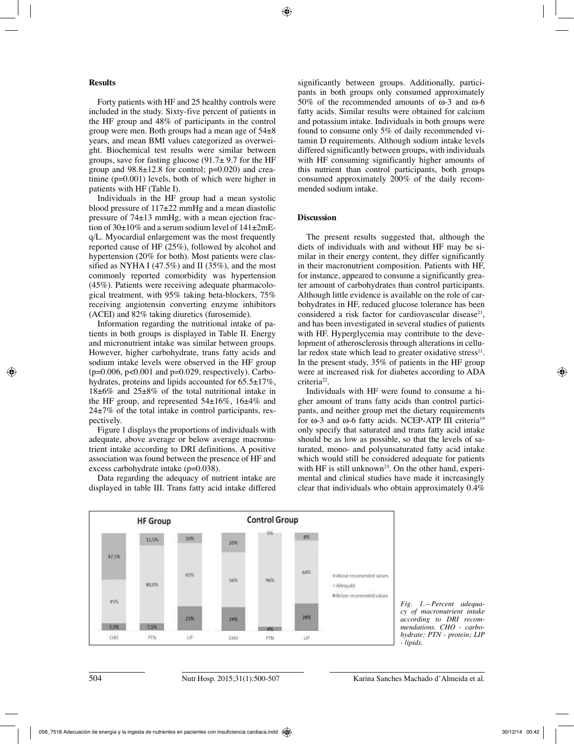## Results

Forty patients with HF and 25 healthy controls were included in the study. Sixty-five percent of patients in the HF group and 48% of participants in the control group were men. Both groups had a mean age of 54±8 years, and mean BMI values categorized as overweight. Biochemical test results were similar between groups, save for fasting glucose (91.7± 9.7 for the HF group and 98.8±12.8 for control; p=0.020) and creatinine (p=0.001) levels, both of which were higher in patients with HF (Table I).

Individuals in the HF group had a mean systolic blood pressure of 117±22 mmHg and a mean diastolic pressure of 74±13 mmHg, with a mean ejection fraction of 30±10% and a serum sodium level of 141±2mEq/L. Myocardial enlargement was the most frequently reported cause of HF (25%), followed by alcohol and hypertension (20% for both). Most patients were classified as NYHA I (47.5%) and II (35%), and the most commonly reported comorbidity was hypertension (45%). Patients were receiving adequate pharmacological treatment, with 95% taking beta-blockers, 75% receiving angiotensin converting enzyme inhibitors (ACEI) and 82% taking diuretics (furosemide).

Information regarding the nutritional intake of patients in both groups is displayed in Table II. Energy and micronutrient intake was similar between groups. However, higher carbohydrate, trans fatty acids and sodium intake levels were observed in the HF group (p=0.006, p<0.001 and p=0.029, respectively). Carbohydrates, proteins and lipids accounted for 65.5±17%, 18±6% and 25±8% of the total nutritional intake in the HF group, and represented 54±16%, 16±4% and 24±7% of the total intake in control participants, respectively.

Figure 1 displays the proportions of individuals with adequate, above average or below average macronutrient intake according to DRI definitions. A positive association was found between the presence of HF and excess carbohydrate intake (p=0.038).

Data regarding the adequacy of nutrient intake are displayed in table III. Trans fatty acid intake differed significantly between groups. Additionally, participants in both groups only consumed approximately 50% of the recommended amounts of ω-3 and ω-6 fatty acids. Similar results were obtained for calcium and potassium intake. Individuals in both groups were found to consume only 5% of daily recommended vitamin D requirements. Although sodium intake levels differed significantly between groups, with individuals with HF consuming significantly higher amounts of this nutrient than control participants, both groups consumed approximately 200% of the daily recommended sodium intake.

## Discussion

The present results suggested that, although the diets of individuals with and without HF may be similar in their energy content, they differ significantly in their macronutrient composition. Patients with HF, for instance, appeared to consume a significantly greater amount of carbohydrates than control participants. Although little evidence is available on the role of carbohydrates in HF, reduced glucose tolerance has been considered a risk factor for cardiovascular disease[21], and has been investigated in several studies of patients with HF. Hyperglycemia may contribute to the development of atherosclerosis through alterations in cellular redox state which lead to greater oxidative stress[11]. In the present study, 35% of patients in the HF group were at increased risk for diabetes according to ADA criteria[22].

Individuals with HF were found to consume a higher amount of trans fatty acids than control participants, and neither group met the dietary requirements for ω-3 and ω-6 fatty acids. NCEP-ATP III criteria[19] only specify that saturated and trans fatty acid intake should be as low as possible, so that the levels of saturated, mono- and polyunsaturated fatty acid intake which would still be considered adequate for patients with HF is still unknown[23]. On the other hand, experimental and clinical studies have made it increasingly clear that individuals who obtain approximately 0.4%

HF Group

12,5% 10% 47,5% 80,0% 65% 45% 25% 7,5% 7,5%

CHO PTN LIP

Control Group

0% 8% 20% 64% 56% 96% 24% 28% 4%

CHO PTN LIP

Above recomended values
Adequate
Below recomended values

*Fig. 1.—Percent adequacy of macronutrient intake according to DRI recommendations. CHO - carbohydrate; PTN - protein; LIP - lipids.*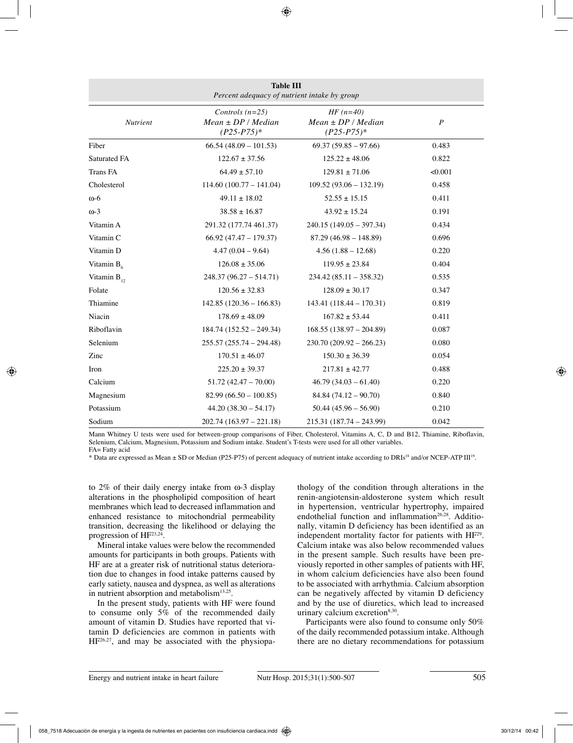**Table III**
*Percent adequacy of nutrient intake by group*

| *Nutrient* | *Controls (n=25)* *Mean ± DP / Median* *(P25-P75)\** | *HF (n=40)* *Mean ± DP / Median* *(P25-P75)\** | *P* |
|---|---|---|---|
| Fiber | 66.54 (48.09 – 101.53) | 69.37 (59.85 – 97.66) | 0.483 |
| Saturated FA | 122.67 ± 37.56 | 125.22 ± 48.06 | 0.822 |
| Trans FA | 64.49 ± 57.10 | 129.81 ± 71.06 | <0.001 |
| Cholesterol | 114.60 (100.77 – 141.04) | 109.52 (93.06 – 132.19) | 0.458 |
| ω-6 | 49.11 ± 18.02 | 52.55 ± 15.15 | 0.411 |
| ω-3 | 38.58 ± 16.87 | 43.92 ± 15.24 | 0.191 |
| Vitamin A | 291.32 (177.74 461.37) | 240.15 (149.05 – 397.34) | 0.434 |
| Vitamin C | 66.92 (47.47 – 179.37) | 87.29 (46.98 – 148.89) | 0.696 |
| Vitamin D | 4.47 (0.04 – 9.64) | 4.56 (1.88 – 12.68) | 0.220 |
| Vitamin $B_6$ | 126.08 ± 35.06 | 119.95 ± 23.84 | 0.404 |
| Vitamin $B_{12}$ | 248.37 (96.27 – 514.71) | 234.42 (85.11 – 358.32) | 0.535 |
| Folate | 120.56 ± 32.83 | 128.09 ± 30.17 | 0.347 |
| Thiamine | 142.85 (120.36 – 166.83) | 143.41 (118.44 – 170.31) | 0.819 |
| Niacin | 178.69 ± 48.09 | 167.82 ± 53.44 | 0.411 |
| Riboflavin | 184.74 (152.52 – 249.34) | 168.55 (138.97 – 204.89) | 0.087 |
| Selenium | 255.57 (255.74 – 294.48) | 230.70 (209.92 – 266.23) | 0.080 |
| Zinc | 170.51 ± 46.07 | 150.30 ± 36.39 | 0.054 |
| Iron | 225.20 ± 39.37 | 217.81 ± 42.77 | 0.488 |
| Calcium | 51.72 (42.47 – 70.00) | 46.79 (34.03 – 61.40) | 0.220 |
| Magnesium | 82.99 (66.50 – 100.85) | 84.84 (74.12 – 90.70) | 0.840 |
| Potassium | 44.20 (38.30 – 54.17) | 50.44 (45.96 – 56.90) | 0.210 |
| Sodium | 202.74 (163.97 – 221.18) | 215.31 (187.74 – 243.99) | 0.042 |

Mann Whitney U tests were used for between-group comparisons of Fiber, Cholesterol, Vitamins A, C, D and B12, Thiamine, Riboflavin, Selenium, Calcium, Magnesium, Potassium and Sodium intake. Student's T-tests were used for all other variables.
FA= Fatty acid
\* Data are expressed as Mean ± SD or Median (P25-P75) of percent adequacy of nutrient intake according to DRIs[18] and/or NCEP-ATP III[19].

to 2% of their daily energy intake from ω-3 display alterations in the phospholipid composition of heart membranes which lead to decreased inflammation and enhanced resistance to mitochondrial permeability transition, decreasing the likelihood or delaying the progression of HF[23,24].

Mineral intake values were below the recommended amounts for participants in both groups. Patients with HF are at a greater risk of nutritional status deterioration due to changes in food intake patterns caused by early satiety, nausea and dyspnea, as well as alterations in nutrient absorption and metabolism[13,25].

In the present study, patients with HF were found to consume only 5% of the recommended daily amount of vitamin D. Studies have reported that vitamin D deficiencies are common in patients with HF[26,27], and may be associated with the physiopathology of the condition through alterations in the renin-angiotensin-aldosterone system which result in hypertension, ventricular hypertrophy, impaired endothelial function and inflammation[26,28]. Additionally, vitamin D deficiency has been identified as an independent mortality factor for patients with HF[29]. Calcium intake was also below recommended values in the present sample. Such results have been previously reported in other samples of patients with HF, in whom calcium deficiencies have also been found to be associated with arrhythmia. Calcium absorption can be negatively affected by vitamin D deficiency and by the use of diuretics, which lead to increased urinary calcium excretion[8,30].

Participants were also found to consume only 50% of the daily recommended potassium intake. Although there are no dietary recommendations for potassium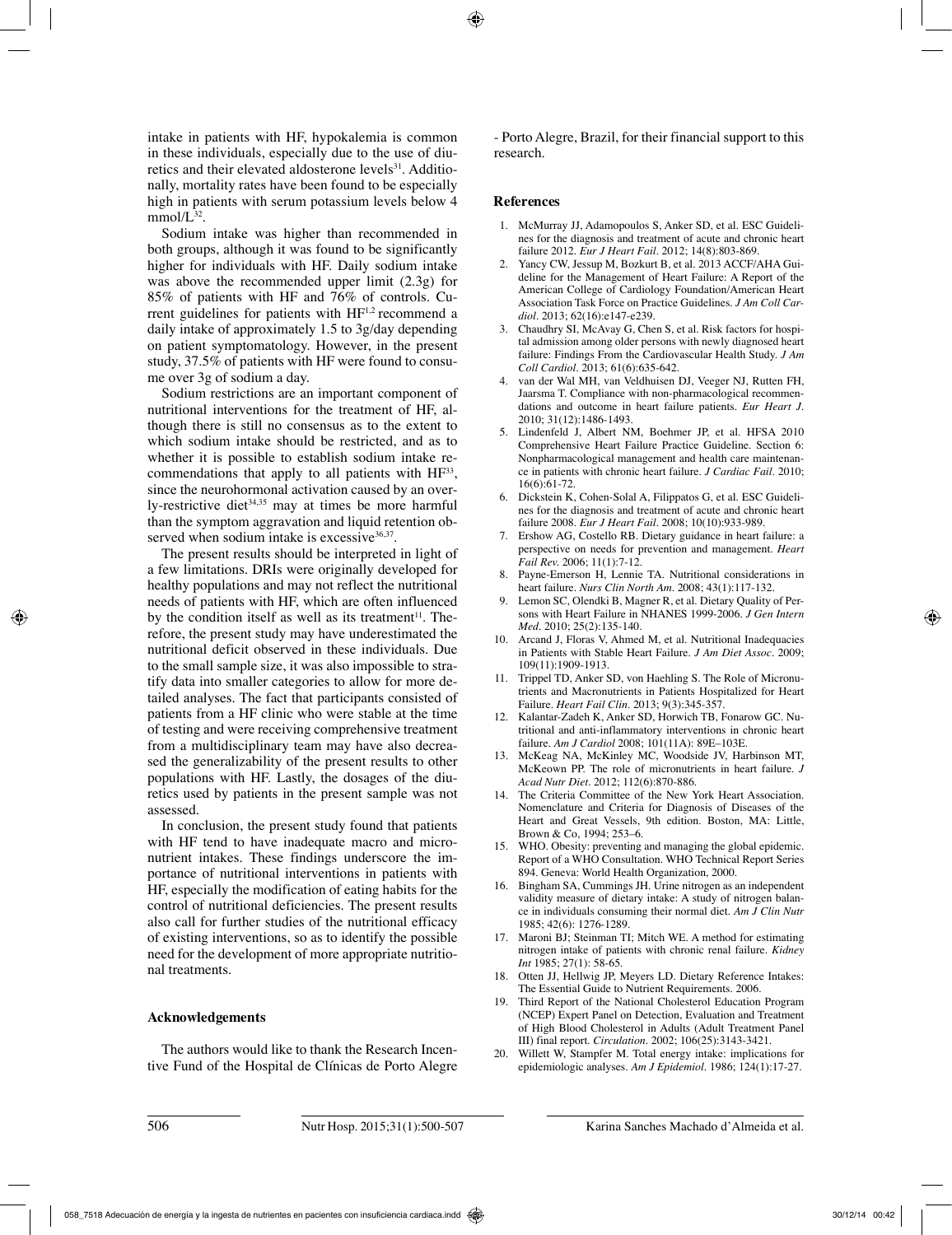intake in patients with HF, hypokalemia is common in these individuals, especially due to the use of diuretics and their elevated aldosterone levels[31]. Additionally, mortality rates have been found to be especially high in patients with serum potassium levels below 4 mmol/L[32].

Sodium intake was higher than recommended in both groups, although it was found to be significantly higher for individuals with HF. Daily sodium intake was above the recommended upper limit (2.3g) for 85% of patients with HF and 76% of controls. Current guidelines for patients with HF[1,2] recommend a daily intake of approximately 1.5 to 3g/day depending on patient symptomatology. However, in the present study, 37.5% of patients with HF were found to consume over 3g of sodium a day.

Sodium restrictions are an important component of nutritional interventions for the treatment of HF, although there is still no consensus as to the extent to which sodium intake should be restricted, and as to whether it is possible to establish sodium intake recommendations that apply to all patients with HF[33], since the neurohormonal activation caused by an overly-restrictive diet[34,35] may at times be more harmful than the symptom aggravation and liquid retention observed when sodium intake is excessive[36,37].

The present results should be interpreted in light of a few limitations. DRIs were originally developed for healthy populations and may not reflect the nutritional needs of patients with HF, which are often influenced by the condition itself as well as its treatment[11]. Therefore, the present study may have underestimated the nutritional deficit observed in these individuals. Due to the small sample size, it was also impossible to stratify data into smaller categories to allow for more detailed analyses. The fact that participants consisted of patients from a HF clinic who were stable at the time of testing and were receiving comprehensive treatment from a multidisciplinary team may have also decreased the generalizability of the present results to other populations with HF. Lastly, the dosages of the diuretics used by patients in the present sample was not assessed.

In conclusion, the present study found that patients with HF tend to have inadequate macro and micronutrient intakes. These findings underscore the importance of nutritional interventions in patients with HF, especially the modification of eating habits for the control of nutritional deficiencies. The present results also call for further studies of the nutritional efficacy of existing interventions, so as to identify the possible need for the development of more appropriate nutritional treatments.

## Acknowledgements

The authors would like to thank the Research Incentive Fund of the Hospital de Clínicas de Porto Alegre - Porto Alegre, Brazil, for their financial support to this research.

## References

1. McMurray JJ, Adamopoulos S, Anker SD, et al. ESC Guidelines for the diagnosis and treatment of acute and chronic heart failure 2012. *Eur J Heart Fail*. 2012; 14(8):803-869.
2. Yancy CW, Jessup M, Bozkurt B, et al. 2013 ACCF/AHA Guideline for the Management of Heart Failure: A Report of the American College of Cardiology Foundation/American Heart Association Task Force on Practice Guidelines. *J Am Coll Cardiol*. 2013; 62(16):e147-e239.
3. Chaudhry SI, McAvay G, Chen S, et al. Risk factors for hospital admission among older persons with newly diagnosed heart failure: Findings From the Cardiovascular Health Study. *J Am Coll Cardiol*. 2013; 61(6):635-642.
4. van der Wal MH, van Veldhuisen DJ, Veeger NJ, Rutten FH, Jaarsma T. Compliance with non-pharmacological recommendations and outcome in heart failure patients. *Eur Heart J*. 2010; 31(12):1486-1493.
5. Lindenfeld J, Albert NM, Boehmer JP, et al. HFSA 2010 Comprehensive Heart Failure Practice Guideline. Section 6: Nonpharmacological management and health care maintenance in patients with chronic heart failure. *J Cardiac Fail*. 2010; 16(6):61-72.
6. Dickstein K, Cohen-Solal A, Filippatos G, et al. ESC Guidelines for the diagnosis and treatment of acute and chronic heart failure 2008. *Eur J Heart Fail*. 2008; 10(10):933-989.
7. Ershow AG, Costello RB. Dietary guidance in heart failure: a perspective on needs for prevention and management. *Heart Fail Rev*. 2006; 11(1):7-12.
8. Payne-Emerson H, Lennie TA. Nutritional considerations in heart failure. *Nurs Clin North Am*. 2008; 43(1):117-132.
9. Lemon SC, Olendki B, Magner R, et al. Dietary Quality of Persons with Heart Failure in NHANES 1999-2006. *J Gen Intern Med*. 2010; 25(2):135-140.
10. Arcand J, Floras V, Ahmed M, et al. Nutritional Inadequacies in Patients with Stable Heart Failure. *J Am Diet Assoc*. 2009; 109(11):1909-1913.
11. Trippel TD, Anker SD, von Haehling S. The Role of Micronutrients and Macronutrients in Patients Hospitalized for Heart Failure. *Heart Fail Clin*. 2013; 9(3):345-357.
12. Kalantar-Zadeh K, Anker SD, Horwich TB, Fonarow GC. Nutritional and anti-inflammatory interventions in chronic heart failure. *Am J Cardiol* 2008; 101(11A): 89E–103E.
13. McKeag NA, McKinley MC, Woodside JV, Harbinson MT, McKeown PP. The role of micronutrients in heart failure. *J Acad Nutr Diet*. 2012; 112(6):870-886.
14. The Criteria Committee of the New York Heart Association. Nomenclature and Criteria for Diagnosis of Diseases of the Heart and Great Vessels, 9th edition. Boston, MA: Little, Brown & Co, 1994; 253–6.
15. WHO. Obesity: preventing and managing the global epidemic. Report of a WHO Consultation. WHO Technical Report Series 894. Geneva: World Health Organization, 2000.
16. Bingham SA, Cummings JH. Urine nitrogen as an independent validity measure of dietary intake: A study of nitrogen balance in individuals consuming their normal diet. *Am J Clin Nutr* 1985; 42(6): 1276-1289.
17. Maroni BJ; Steinman TI; Mitch WE. A method for estimating nitrogen intake of patients with chronic renal failure. *Kidney Int* 1985; 27(1): 58-65.
18. Otten JJ, Hellwig JP, Meyers LD. Dietary Reference Intakes: The Essential Guide to Nutrient Requirements. 2006.
19. Third Report of the National Cholesterol Education Program (NCEP) Expert Panel on Detection, Evaluation and Treatment of High Blood Cholesterol in Adults (Adult Treatment Panel III) final report. *Circulation*. 2002; 106(25):3143-3421.
20. Willett W, Stampfer M. Total energy intake: implications for epidemiologic analyses. *Am J Epidemiol*. 1986; 124(1):17-27.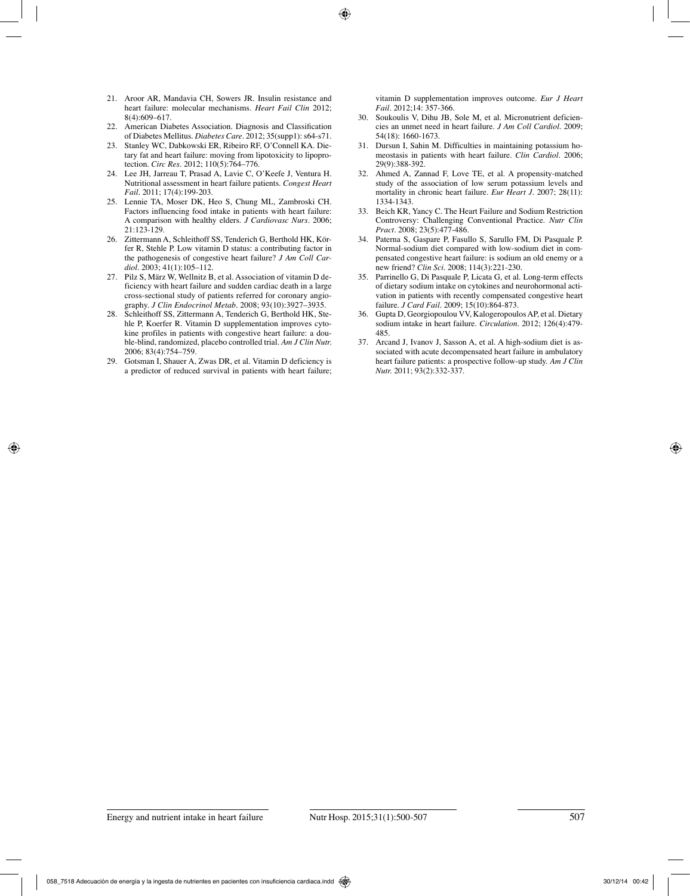21. Aroor AR, Mandavia CH, Sowers JR. Insulin resistance and heart failure: molecular mechanisms. *Heart Fail Clin* 2012; 8(4):609–617.
22. American Diabetes Association. Diagnosis and Classification of Diabetes Mellitus. *Diabetes Care*. 2012; 35(supp1): s64-s71.
23. Stanley WC, Dabkowski ER, Ribeiro RF, O'Connell KA. Dietary fat and heart failure: moving from lipotoxicity to lipoprotection. *Circ Res*. 2012; 110(5):764–776.
24. Lee JH, Jarreau T, Prasad A, Lavie C, O'Keefe J, Ventura H. Nutritional assessment in heart failure patients. *Congest Heart Fail*. 2011; 17(4):199-203.
25. Lennie TA, Moser DK, Heo S, Chung ML, Zambroski CH. Factors influencing food intake in patients with heart failure: A comparison with healthy elders. *J Cardiovasc Nurs*. 2006; 21:123-129.
26. Zittermann A, Schleithoff SS, Tenderich G, Berthold HK, Körfer R, Stehle P. Low vitamin D status: a contributing factor in the pathogenesis of congestive heart failure? *J Am Coll Cardiol*. 2003; 41(1):105–112.
27. Pilz S, März W, Wellnitz B, et al. Association of vitamin D deficiency with heart failure and sudden cardiac death in a large cross-sectional study of patients referred for coronary angiography. *J Clin Endocrinol Metab*. 2008; 93(10):3927–3935.
28. Schleithoff SS, Zittermann A, Tenderich G, Berthold HK, Stehle P, Koerfer R. Vitamin D supplementation improves cytokine profiles in patients with congestive heart failure: a double-blind, randomized, placebo controlled trial. *Am J Clin Nutr.* 2006; 83(4):754–759.
29. Gotsman I, Shauer A, Zwas DR, et al. Vitamin D deficiency is a predictor of reduced survival in patients with heart failure; vitamin D supplementation improves outcome. *Eur J Heart Fail*. 2012;14: 357-366.
30. Soukoulis V, Dihu JB, Sole M, et al. Micronutrient deficiencies an unmet need in heart failure. *J Am Coll Cardiol*. 2009; 54(18): 1660-1673.
31. Dursun I, Sahin M. Difficulties in maintaining potassium homeostasis in patients with heart failure. *Clin Cardiol*. 2006; 29(9):388-392.
32. Ahmed A, Zannad F, Love TE, et al. A propensity-matched study of the association of low serum potassium levels and mortality in chronic heart failure. *Eur Heart J*. 2007; 28(11): 1334-1343.
33. Beich KR, Yancy C. The Heart Failure and Sodium Restriction Controversy: Challenging Conventional Practice. *Nutr Clin Pract*. 2008; 23(5):477-486.
34. Paterna S, Gaspare P, Fasullo S, Sarullo FM, Di Pasquale P. Normal-sodium diet compared with low-sodium diet in compensated congestive heart failure: is sodium an old enemy or a new friend? *Clin Sci*. 2008; 114(3):221-230.
35. Parrinello G, Di Pasquale P, Licata G, et al. Long-term effects of dietary sodium intake on cytokines and neurohormonal activation in patients with recently compensated congestive heart failure. *J Card Fail*. 2009; 15(10):864-873.
36. Gupta D, Georgiopoulou VV, Kalogeropoulos AP, et al. Dietary sodium intake in heart failure. *Circulation*. 2012; 126(4):479-485.
37. Arcand J, Ivanov J, Sasson A, et al. A high-sodium diet is associated with acute decompensated heart failure in ambulatory heart failure patients: a prospective follow-up study. *Am J Clin Nutr.* 2011; 93(2):332-337.